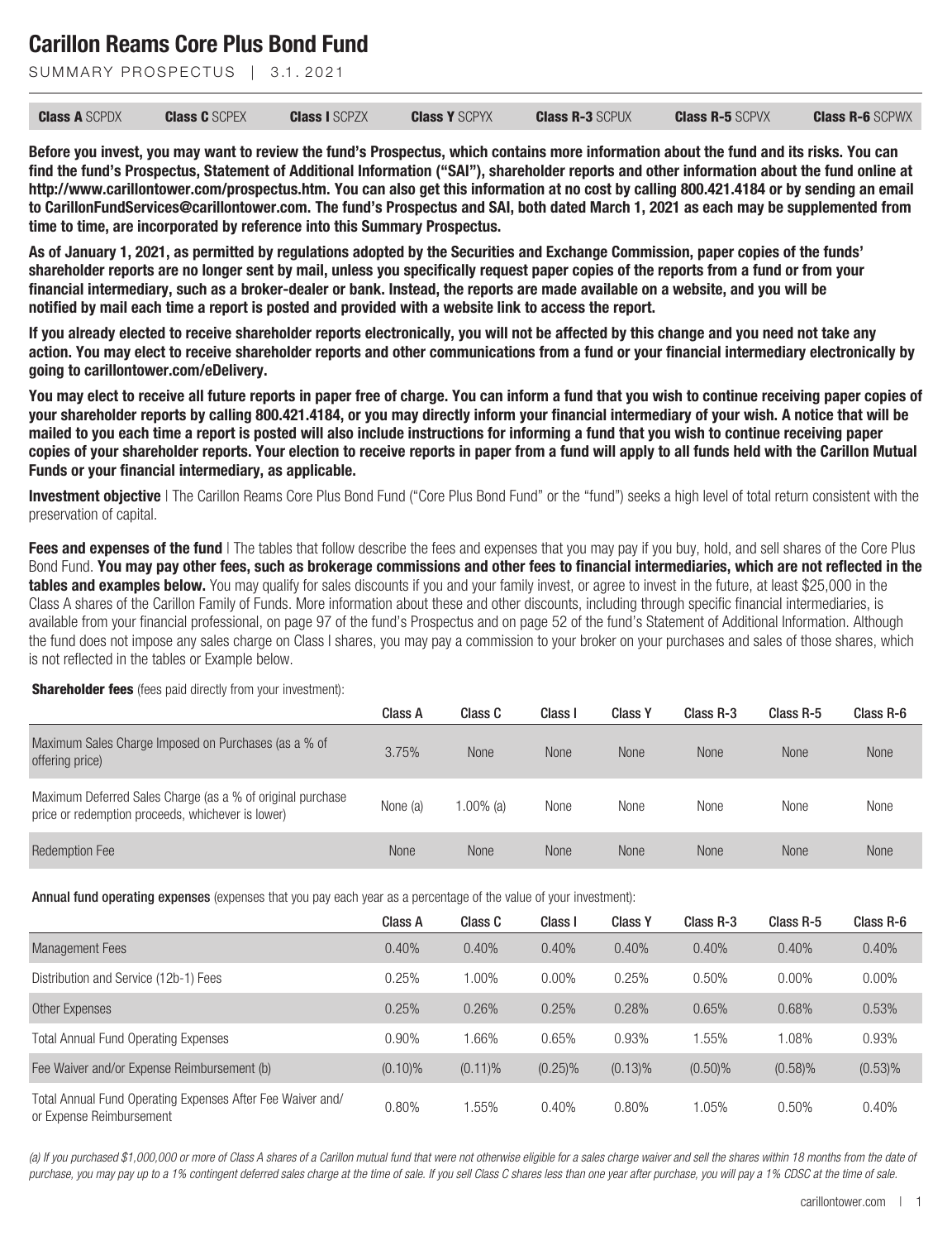# Carillon Reams Core Plus Bond Fund

SUMMARY PROSPECTUS | 3.1.2021

| **Class A** SCPDX | **Class C** SCPEX | **Class I** SCPZX | **Class Y** SCPYX | **Class R-3** SCPUX | **Class R-5** SCPVX | **Class R-6** SCPWX |
|---|---|---|---|---|---|---|

**Before you invest, you may want to review the fund's Prospectus, which contains more information about the fund and its risks. You can find the fund's Prospectus, Statement of Additional Information ("SAI"), shareholder reports and other information about the fund online at http://www.carillontower.com/prospectus.htm. You can also get this information at no cost by calling 800.421.4184 or by sending an email to CarillonFundServices@carillontower.com. The fund's Prospectus and SAI, both dated March 1, 2021 as each may be supplemented from time to time, are incorporated by reference into this Summary Prospectus.**

**As of January 1, 2021, as permitted by regulations adopted by the Securities and Exchange Commission, paper copies of the funds' shareholder reports are no longer sent by mail, unless you specifically request paper copies of the reports from a fund or from your financial intermediary, such as a broker-dealer or bank. Instead, the reports are made available on a website, and you will be notified by mail each time a report is posted and provided with a website link to access the report.**

**If you already elected to receive shareholder reports electronically, you will not be affected by this change and you need not take any action. You may elect to receive shareholder reports and other communications from a fund or your financial intermediary electronically by going to carillontower.com/eDelivery.**

**You may elect to receive all future reports in paper free of charge. You can inform a fund that you wish to continue receiving paper copies of your shareholder reports by calling 800.421.4184, or you may directly inform your financial intermediary of your wish. A notice that will be mailed to you each time a report is posted will also include instructions for informing a fund that you wish to continue receiving paper copies of your shareholder reports. Your election to receive reports in paper from a fund will apply to all funds held with the Carillon Mutual Funds or your financial intermediary, as applicable.**

**Investment objective** | The Carillon Reams Core Plus Bond Fund ("Core Plus Bond Fund" or the "fund") seeks a high level of total return consistent with the preservation of capital.

**Fees and expenses of the fund** | The tables that follow describe the fees and expenses that you may pay if you buy, hold, and sell shares of the Core Plus Bond Fund. **You may pay other fees, such as brokerage commissions and other fees to financial intermediaries, which are not reflected in the tables and examples below.** You may qualify for sales discounts if you and your family invest, or agree to invest in the future, at least $25,000 in the Class A shares of the Carillon Family of Funds. More information about these and other discounts, including through specific financial intermediaries, is available from your financial professional, on page 97 of the fund's Prospectus and on page 52 of the fund's Statement of Additional Information. Although the fund does not impose any sales charge on Class I shares, you may pay a commission to your broker on your purchases and sales of those shares, which is not reflected in the tables or Example below.

**Shareholder fees** (fees paid directly from your investment):

| | Class A | Class C | Class I | Class Y | Class R-3 | Class R-5 | Class R-6 |
|---|---|---|---|---|---|---|---|
| Maximum Sales Charge Imposed on Purchases (as a % of offering price) | 3.75% | None | None | None | None | None | None |
| Maximum Deferred Sales Charge (as a % of original purchase price or redemption proceeds, whichever is lower) | None (a) | 1.00% (a) | None | None | None | None | None |
| Redemption Fee | None | None | None | None | None | None | None |

**Annual fund operating expenses** (expenses that you pay each year as a percentage of the value of your investment):

| | Class A | Class C | Class I | Class Y | Class R-3 | Class R-5 | Class R-6 |
|---|---|---|---|---|---|---|---|
| Management Fees | 0.40% | 0.40% | 0.40% | 0.40% | 0.40% | 0.40% | 0.40% |
| Distribution and Service (12b-1) Fees | 0.25% | 1.00% | 0.00% | 0.25% | 0.50% | 0.00% | 0.00% |
| Other Expenses | 0.25% | 0.26% | 0.25% | 0.28% | 0.65% | 0.68% | 0.53% |
| Total Annual Fund Operating Expenses | 0.90% | 1.66% | 0.65% | 0.93% | 1.55% | 1.08% | 0.93% |
| Fee Waiver and/or Expense Reimbursement (b) | (0.10)% | (0.11)% | (0.25)% | (0.13)% | (0.50)% | (0.58)% | (0.53)% |
| Total Annual Fund Operating Expenses After Fee Waiver and/or Expense Reimbursement | 0.80% | 1.55% | 0.40% | 0.80% | 1.05% | 0.50% | 0.40% |

*(a) If you purchased $1,000,000 or more of Class A shares of a Carillon mutual fund that were not otherwise eligible for a sales charge waiver and sell the shares within 18 months from the date of purchase, you may pay up to a 1% contingent deferred sales charge at the time of sale. If you sell Class C shares less than one year after purchase, you will pay a 1% CDSC at the time of sale.*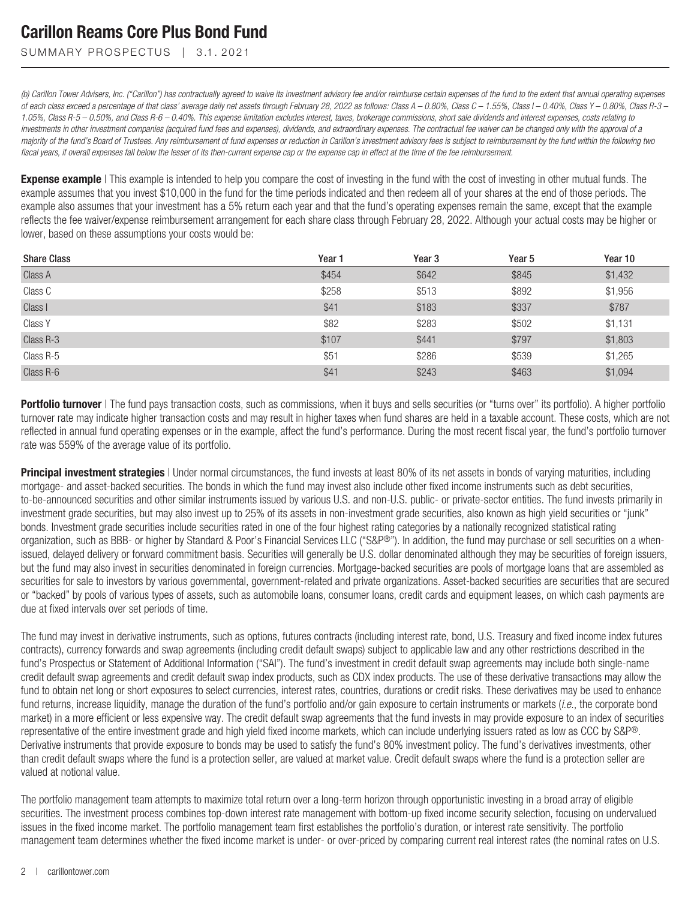*(b) Carillon Tower Advisers, Inc. ("Carillon") has contractually agreed to waive its investment advisory fee and/or reimburse certain expenses of the fund to the extent that annual operating expenses of each class exceed a percentage of that class' average daily net assets through February 28, 2022 as follows: Class A – 0.80%, Class C – 1.55%, Class I – 0.40%, Class Y – 0.80%, Class R-3 – 1.05%, Class R-5 – 0.50%, and Class R-6 – 0.40%. This expense limitation excludes interest, taxes, brokerage commissions, short sale dividends and interest expenses, costs relating to investments in other investment companies (acquired fund fees and expenses), dividends, and extraordinary expenses. The contractual fee waiver can be changed only with the approval of a majority of the fund's Board of Trustees. Any reimbursement of fund expenses or reduction in Carillon's investment advisory fees is subject to reimbursement by the fund within the following two fiscal years, if overall expenses fall below the lesser of its then-current expense cap or the expense cap in effect at the time of the fee reimbursement.*

**Expense example** | This example is intended to help you compare the cost of investing in the fund with the cost of investing in other mutual funds. The example assumes that you invest $10,000 in the fund for the time periods indicated and then redeem all of your shares at the end of those periods. The example also assumes that your investment has a 5% return each year and that the fund's operating expenses remain the same, except that the example reflects the fee waiver/expense reimbursement arrangement for each share class through February 28, 2022. Although your actual costs may be higher or lower, based on these assumptions your costs would be:

| Share Class | Year 1 | Year 3 | Year 5 | Year 10 |
|---|---|---|---|---|
| Class A | $454 | $642 | $845 | $1,432 |
| Class C | $258 | $513 | $892 | $1,956 |
| Class I | $41 | $183 | $337 | $787 |
| Class Y | $82 | $283 | $502 | $1,131 |
| Class R-3 | $107 | $441 | $797 | $1,803 |
| Class R-5 | $51 | $286 | $539 | $1,265 |
| Class R-6 | $41 | $243 | $463 | $1,094 |

**Portfolio turnover** | The fund pays transaction costs, such as commissions, when it buys and sells securities (or "turns over" its portfolio). A higher portfolio turnover rate may indicate higher transaction costs and may result in higher taxes when fund shares are held in a taxable account. These costs, which are not reflected in annual fund operating expenses or in the example, affect the fund's performance. During the most recent fiscal year, the fund's portfolio turnover rate was 559% of the average value of its portfolio.

**Principal investment strategies** | Under normal circumstances, the fund invests at least 80% of its net assets in bonds of varying maturities, including mortgage- and asset-backed securities. The bonds in which the fund may invest also include other fixed income instruments such as debt securities, to-be-announced securities and other similar instruments issued by various U.S. and non-U.S. public- or private-sector entities. The fund invests primarily in investment grade securities, but may also invest up to 25% of its assets in non-investment grade securities, also known as high yield securities or "junk" bonds. Investment grade securities include securities rated in one of the four highest rating categories by a nationally recognized statistical rating organization, such as BBB- or higher by Standard & Poor's Financial Services LLC ("S&P®"). In addition, the fund may purchase or sell securities on a when-issued, delayed delivery or forward commitment basis. Securities will generally be U.S. dollar denominated although they may be securities of foreign issuers, but the fund may also invest in securities denominated in foreign currencies. Mortgage-backed securities are pools of mortgage loans that are assembled as securities for sale to investors by various governmental, government-related and private organizations. Asset-backed securities are securities that are secured or "backed" by pools of various types of assets, such as automobile loans, consumer loans, credit cards and equipment leases, on which cash payments are due at fixed intervals over set periods of time.

The fund may invest in derivative instruments, such as options, futures contracts (including interest rate, bond, U.S. Treasury and fixed income index futures contracts), currency forwards and swap agreements (including credit default swaps) subject to applicable law and any other restrictions described in the fund's Prospectus or Statement of Additional Information ("SAI"). The fund's investment in credit default swap agreements may include both single-name credit default swap agreements and credit default swap index products, such as CDX index products. The use of these derivative transactions may allow the fund to obtain net long or short exposures to select currencies, interest rates, countries, durations or credit risks. These derivatives may be used to enhance fund returns, increase liquidity, manage the duration of the fund's portfolio and/or gain exposure to certain instruments or markets (*i.e.*, the corporate bond market) in a more efficient or less expensive way. The credit default swap agreements that the fund invests in may provide exposure to an index of securities representative of the entire investment grade and high yield fixed income markets, which can include underlying issuers rated as low as CCC by S&P®. Derivative instruments that provide exposure to bonds may be used to satisfy the fund's 80% investment policy. The fund's derivatives investments, other than credit default swaps where the fund is a protection seller, are valued at market value. Credit default swaps where the fund is a protection seller are valued at notional value.

The portfolio management team attempts to maximize total return over a long-term horizon through opportunistic investing in a broad array of eligible securities. The investment process combines top-down interest rate management with bottom-up fixed income security selection, focusing on undervalued issues in the fixed income market. The portfolio management team first establishes the portfolio's duration, or interest rate sensitivity. The portfolio management team determines whether the fixed income market is under- or over-priced by comparing current real interest rates (the nominal rates on U.S.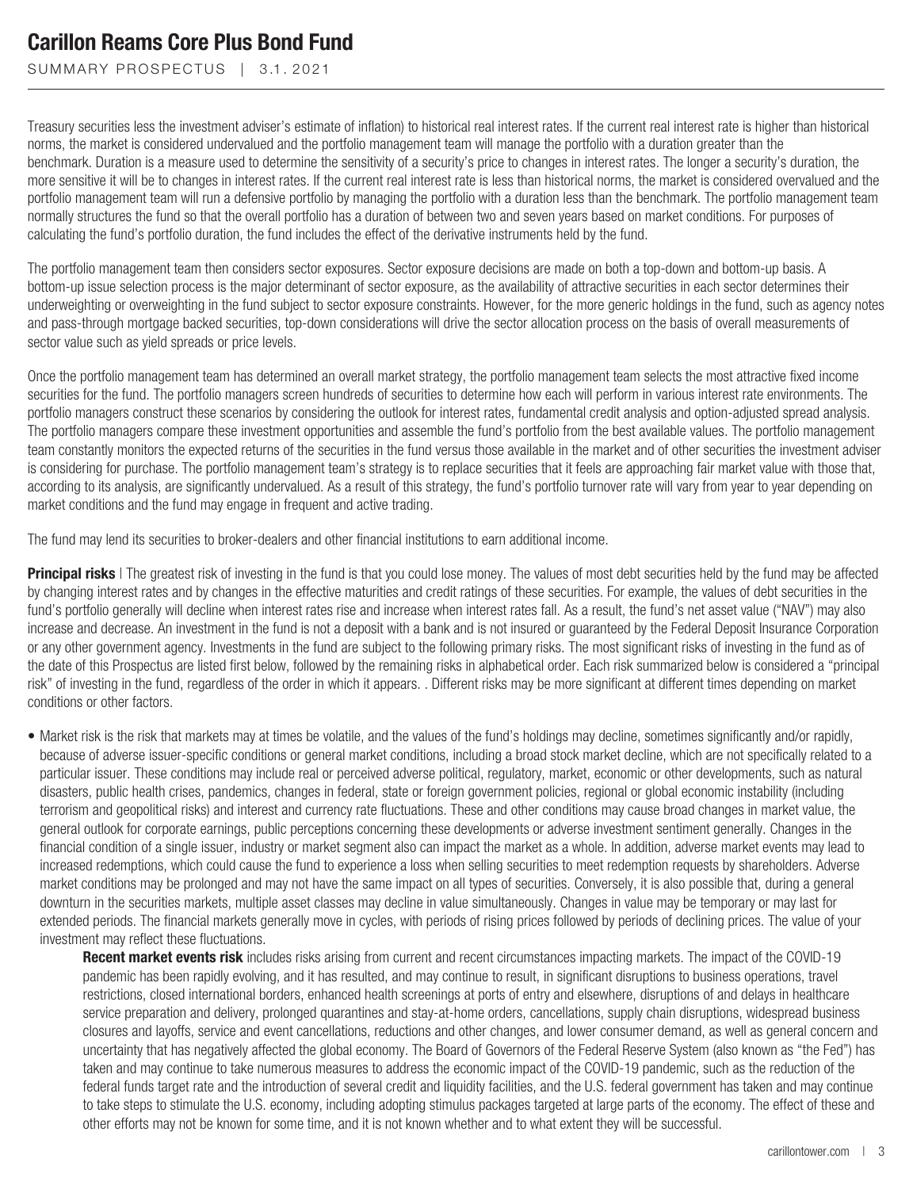Treasury securities less the investment adviser's estimate of inflation) to historical real interest rates. If the current real interest rate is higher than historical norms, the market is considered undervalued and the portfolio management team will manage the portfolio with a duration greater than the benchmark. Duration is a measure used to determine the sensitivity of a security's price to changes in interest rates. The longer a security's duration, the more sensitive it will be to changes in interest rates. If the current real interest rate is less than historical norms, the market is considered overvalued and the portfolio management team will run a defensive portfolio by managing the portfolio with a duration less than the benchmark. The portfolio management team normally structures the fund so that the overall portfolio has a duration of between two and seven years based on market conditions. For purposes of calculating the fund's portfolio duration, the fund includes the effect of the derivative instruments held by the fund.

The portfolio management team then considers sector exposures. Sector exposure decisions are made on both a top-down and bottom-up basis. A bottom-up issue selection process is the major determinant of sector exposure, as the availability of attractive securities in each sector determines their underweighting or overweighting in the fund subject to sector exposure constraints. However, for the more generic holdings in the fund, such as agency notes and pass-through mortgage backed securities, top-down considerations will drive the sector allocation process on the basis of overall measurements of sector value such as yield spreads or price levels.

Once the portfolio management team has determined an overall market strategy, the portfolio management team selects the most attractive fixed income securities for the fund. The portfolio managers screen hundreds of securities to determine how each will perform in various interest rate environments. The portfolio managers construct these scenarios by considering the outlook for interest rates, fundamental credit analysis and option-adjusted spread analysis. The portfolio managers compare these investment opportunities and assemble the fund's portfolio from the best available values. The portfolio management team constantly monitors the expected returns of the securities in the fund versus those available in the market and of other securities the investment adviser is considering for purchase. The portfolio management team's strategy is to replace securities that it feels are approaching fair market value with those that, according to its analysis, are significantly undervalued. As a result of this strategy, the fund's portfolio turnover rate will vary from year to year depending on market conditions and the fund may engage in frequent and active trading.

The fund may lend its securities to broker-dealers and other financial institutions to earn additional income.

**Principal risks** | The greatest risk of investing in the fund is that you could lose money. The values of most debt securities held by the fund may be affected by changing interest rates and by changes in the effective maturities and credit ratings of these securities. For example, the values of debt securities in the fund's portfolio generally will decline when interest rates rise and increase when interest rates fall. As a result, the fund's net asset value ("NAV") may also increase and decrease. An investment in the fund is not a deposit with a bank and is not insured or guaranteed by the Federal Deposit Insurance Corporation or any other government agency. Investments in the fund are subject to the following primary risks. The most significant risks of investing in the fund as of the date of this Prospectus are listed first below, followed by the remaining risks in alphabetical order. Each risk summarized below is considered a "principal risk" of investing in the fund, regardless of the order in which it appears. . Different risks may be more significant at different times depending on market conditions or other factors.

- Market risk is the risk that markets may at times be volatile, and the values of the fund's holdings may decline, sometimes significantly and/or rapidly, because of adverse issuer-specific conditions or general market conditions, including a broad stock market decline, which are not specifically related to a particular issuer. These conditions may include real or perceived adverse political, regulatory, market, economic or other developments, such as natural disasters, public health crises, pandemics, changes in federal, state or foreign government policies, regional or global economic instability (including terrorism and geopolitical risks) and interest and currency rate fluctuations. These and other conditions may cause broad changes in market value, the general outlook for corporate earnings, public perceptions concerning these developments or adverse investment sentiment generally. Changes in the financial condition of a single issuer, industry or market segment also can impact the market as a whole. In addition, adverse market events may lead to increased redemptions, which could cause the fund to experience a loss when selling securities to meet redemption requests by shareholders. Adverse market conditions may be prolonged and may not have the same impact on all types of securities. Conversely, it is also possible that, during a general downturn in the securities markets, multiple asset classes may decline in value simultaneously. Changes in value may be temporary or may last for extended periods. The financial markets generally move in cycles, with periods of rising prices followed by periods of declining prices. The value of your investment may reflect these fluctuations.

  **Recent market events risk** includes risks arising from current and recent circumstances impacting markets. The impact of the COVID-19 pandemic has been rapidly evolving, and it has resulted, and may continue to result, in significant disruptions to business operations, travel restrictions, closed international borders, enhanced health screenings at ports of entry and elsewhere, disruptions of and delays in healthcare service preparation and delivery, prolonged quarantines and stay-at-home orders, cancellations, supply chain disruptions, widespread business closures and layoffs, service and event cancellations, reductions and other changes, and lower consumer demand, as well as general concern and uncertainty that has negatively affected the global economy. The Board of Governors of the Federal Reserve System (also known as "the Fed") has taken and may continue to take numerous measures to address the economic impact of the COVID-19 pandemic, such as the reduction of the federal funds target rate and the introduction of several credit and liquidity facilities, and the U.S. federal government has taken and may continue to take steps to stimulate the U.S. economy, including adopting stimulus packages targeted at large parts of the economy. The effect of these and other efforts may not be known for some time, and it is not known whether and to what extent they will be successful.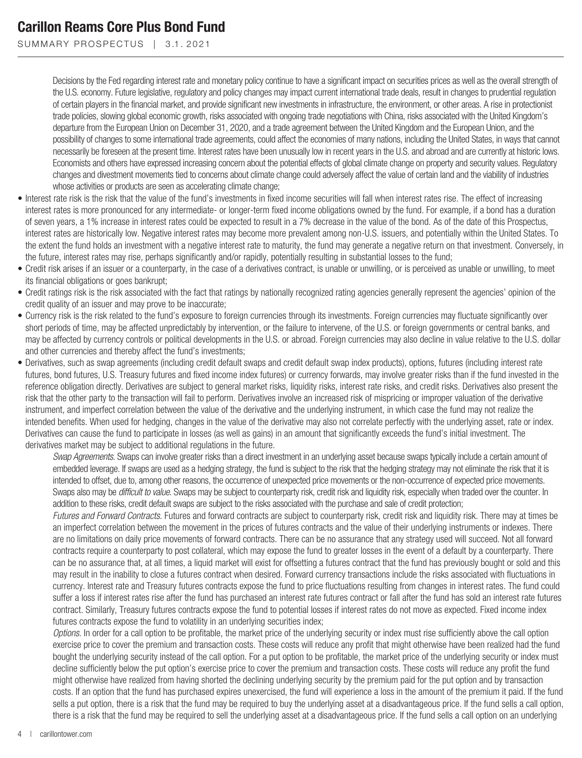Decisions by the Fed regarding interest rate and monetary policy continue to have a significant impact on securities prices as well as the overall strength of the U.S. economy. Future legislative, regulatory and policy changes may impact current international trade deals, result in changes to prudential regulation of certain players in the financial market, and provide significant new investments in infrastructure, the environment, or other areas. A rise in protectionist trade policies, slowing global economic growth, risks associated with ongoing trade negotiations with China, risks associated with the United Kingdom's departure from the European Union on December 31, 2020, and a trade agreement between the United Kingdom and the European Union, and the possibility of changes to some international trade agreements, could affect the economies of many nations, including the United States, in ways that cannot necessarily be foreseen at the present time. Interest rates have been unusually low in recent years in the U.S. and abroad and are currently at historic lows. Economists and others have expressed increasing concern about the potential effects of global climate change on property and security values. Regulatory changes and divestment movements tied to concerns about climate change could adversely affect the value of certain land and the viability of industries whose activities or products are seen as accelerating climate change;

- Interest rate risk is the risk that the value of the fund's investments in fixed income securities will fall when interest rates rise. The effect of increasing interest rates is more pronounced for any intermediate- or longer-term fixed income obligations owned by the fund. For example, if a bond has a duration of seven years, a 1% increase in interest rates could be expected to result in a 7% decrease in the value of the bond. As of the date of this Prospectus, interest rates are historically low. Negative interest rates may become more prevalent among non-U.S. issuers, and potentially within the United States. To the extent the fund holds an investment with a negative interest rate to maturity, the fund may generate a negative return on that investment. Conversely, in the future, interest rates may rise, perhaps significantly and/or rapidly, potentially resulting in substantial losses to the fund;
- Credit risk arises if an issuer or a counterparty, in the case of a derivatives contract, is unable or unwilling, or is perceived as unable or unwilling, to meet its financial obligations or goes bankrupt;
- Credit ratings risk is the risk associated with the fact that ratings by nationally recognized rating agencies generally represent the agencies' opinion of the credit quality of an issuer and may prove to be inaccurate;
- Currency risk is the risk related to the fund's exposure to foreign currencies through its investments. Foreign currencies may fluctuate significantly over short periods of time, may be affected unpredictably by intervention, or the failure to intervene, of the U.S. or foreign governments or central banks, and may be affected by currency controls or political developments in the U.S. or abroad. Foreign currencies may also decline in value relative to the U.S. dollar and other currencies and thereby affect the fund's investments;
- Derivatives, such as swap agreements (including credit default swaps and credit default swap index products), options, futures (including interest rate futures, bond futures, U.S. Treasury futures and fixed income index futures) or currency forwards, may involve greater risks than if the fund invested in the reference obligation directly. Derivatives are subject to general market risks, liquidity risks, interest rate risks, and credit risks. Derivatives also present the risk that the other party to the transaction will fail to perform. Derivatives involve an increased risk of mispricing or improper valuation of the derivative instrument, and imperfect correlation between the value of the derivative and the underlying instrument, in which case the fund may not realize the intended benefits. When used for hedging, changes in the value of the derivative may also not correlate perfectly with the underlying asset, rate or index. Derivatives can cause the fund to participate in losses (as well as gains) in an amount that significantly exceeds the fund's initial investment. The derivatives market may be subject to additional regulations in the future.

  *Swap Agreements*. Swaps can involve greater risks than a direct investment in an underlying asset because swaps typically include a certain amount of embedded leverage. If swaps are used as a hedging strategy, the fund is subject to the risk that the hedging strategy may not eliminate the risk that it is intended to offset, due to, among other reasons, the occurrence of unexpected price movements or the non-occurrence of expected price movements. Swaps also may be *difficult to value*. Swaps may be subject to counterparty risk, credit risk and liquidity risk, especially when traded over the counter. In addition to these risks, credit default swaps are subject to the risks associated with the purchase and sale of credit protection;

  *Futures and Forward Contracts*. Futures and forward contracts are subject to counterparty risk, credit risk and liquidity risk. There may at times be an imperfect correlation between the movement in the prices of futures contracts and the value of their underlying instruments or indexes. There are no limitations on daily price movements of forward contracts. There can be no assurance that any strategy used will succeed. Not all forward contracts require a counterparty to post collateral, which may expose the fund to greater losses in the event of a default by a counterparty. There can be no assurance that, at all times, a liquid market will exist for offsetting a futures contract that the fund has previously bought or sold and this may result in the inability to close a futures contract when desired. Forward currency transactions include the risks associated with fluctuations in currency. Interest rate and Treasury futures contracts expose the fund to price fluctuations resulting from changes in interest rates. The fund could suffer a loss if interest rates rise after the fund has purchased an interest rate futures contract or fall after the fund has sold an interest rate futures contract. Similarly, Treasury futures contracts expose the fund to potential losses if interest rates do not move as expected. Fixed income index futures contracts expose the fund to volatility in an underlying securities index;

  *Options*. In order for a call option to be profitable, the market price of the underlying security or index must rise sufficiently above the call option exercise price to cover the premium and transaction costs. These costs will reduce any profit that might otherwise have been realized had the fund bought the underlying security instead of the call option. For a put option to be profitable, the market price of the underlying security or index must decline sufficiently below the put option's exercise price to cover the premium and transaction costs. These costs will reduce any profit the fund might otherwise have realized from having shorted the declining underlying security by the premium paid for the put option and by transaction costs. If an option that the fund has purchased expires unexercised, the fund will experience a loss in the amount of the premium it paid. If the fund sells a put option, there is a risk that the fund may be required to buy the underlying asset at a disadvantageous price. If the fund sells a call option, there is a risk that the fund may be required to sell the underlying asset at a disadvantageous price. If the fund sells a call option on an underlying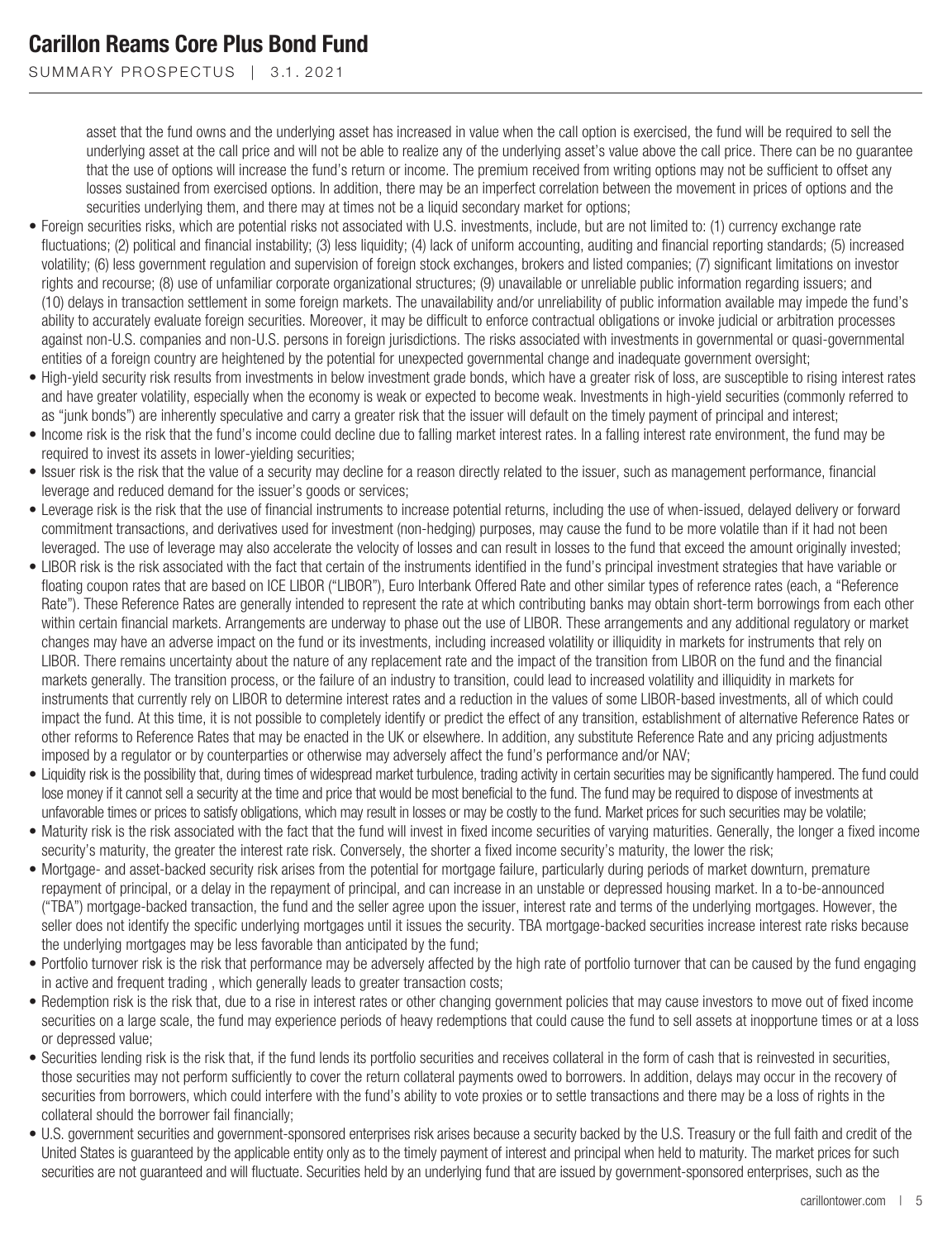asset that the fund owns and the underlying asset has increased in value when the call option is exercised, the fund will be required to sell the underlying asset at the call price and will not be able to realize any of the underlying asset's value above the call price. There can be no guarantee that the use of options will increase the fund's return or income. The premium received from writing options may not be sufficient to offset any losses sustained from exercised options. In addition, there may be an imperfect correlation between the movement in prices of options and the securities underlying them, and there may at times not be a liquid secondary market for options;

- Foreign securities risks, which are potential risks not associated with U.S. investments, include, but are not limited to: (1) currency exchange rate fluctuations; (2) political and financial instability; (3) less liquidity; (4) lack of uniform accounting, auditing and financial reporting standards; (5) increased volatility; (6) less government regulation and supervision of foreign stock exchanges, brokers and listed companies; (7) significant limitations on investor rights and recourse; (8) use of unfamiliar corporate organizational structures; (9) unavailable or unreliable public information regarding issuers; and (10) delays in transaction settlement in some foreign markets. The unavailability and/or unreliability of public information available may impede the fund's ability to accurately evaluate foreign securities. Moreover, it may be difficult to enforce contractual obligations or invoke judicial or arbitration processes against non-U.S. companies and non-U.S. persons in foreign jurisdictions. The risks associated with investments in governmental or quasi-governmental entities of a foreign country are heightened by the potential for unexpected governmental change and inadequate government oversight;
- High-yield security risk results from investments in below investment grade bonds, which have a greater risk of loss, are susceptible to rising interest rates and have greater volatility, especially when the economy is weak or expected to become weak. Investments in high-yield securities (commonly referred to as "junk bonds") are inherently speculative and carry a greater risk that the issuer will default on the timely payment of principal and interest;
- Income risk is the risk that the fund's income could decline due to falling market interest rates. In a falling interest rate environment, the fund may be required to invest its assets in lower-yielding securities;
- Issuer risk is the risk that the value of a security may decline for a reason directly related to the issuer, such as management performance, financial leverage and reduced demand for the issuer's goods or services;
- Leverage risk is the risk that the use of financial instruments to increase potential returns, including the use of when-issued, delayed delivery or forward commitment transactions, and derivatives used for investment (non-hedging) purposes, may cause the fund to be more volatile than if it had not been leveraged. The use of leverage may also accelerate the velocity of losses and can result in losses to the fund that exceed the amount originally invested;
- LIBOR risk is the risk associated with the fact that certain of the instruments identified in the fund's principal investment strategies that have variable or floating coupon rates that are based on ICE LIBOR ("LIBOR"), Euro Interbank Offered Rate and other similar types of reference rates (each, a "Reference Rate"). These Reference Rates are generally intended to represent the rate at which contributing banks may obtain short-term borrowings from each other within certain financial markets. Arrangements are underway to phase out the use of LIBOR. These arrangements and any additional regulatory or market changes may have an adverse impact on the fund or its investments, including increased volatility or illiquidity in markets for instruments that rely on LIBOR. There remains uncertainty about the nature of any replacement rate and the impact of the transition from LIBOR on the fund and the financial markets generally. The transition process, or the failure of an industry to transition, could lead to increased volatility and illiquidity in markets for instruments that currently rely on LIBOR to determine interest rates and a reduction in the values of some LIBOR-based investments, all of which could impact the fund. At this time, it is not possible to completely identify or predict the effect of any transition, establishment of alternative Reference Rates or other reforms to Reference Rates that may be enacted in the UK or elsewhere. In addition, any substitute Reference Rate and any pricing adjustments imposed by a regulator or by counterparties or otherwise may adversely affect the fund's performance and/or NAV;
- Liquidity risk is the possibility that, during times of widespread market turbulence, trading activity in certain securities may be significantly hampered. The fund could lose money if it cannot sell a security at the time and price that would be most beneficial to the fund. The fund may be required to dispose of investments at unfavorable times or prices to satisfy obligations, which may result in losses or may be costly to the fund. Market prices for such securities may be volatile;
- Maturity risk is the risk associated with the fact that the fund will invest in fixed income securities of varying maturities. Generally, the longer a fixed income security's maturity, the greater the interest rate risk. Conversely, the shorter a fixed income security's maturity, the lower the risk;
- Mortgage- and asset-backed security risk arises from the potential for mortgage failure, particularly during periods of market downturn, premature repayment of principal, or a delay in the repayment of principal, and can increase in an unstable or depressed housing market. In a to-be-announced ("TBA") mortgage-backed transaction, the fund and the seller agree upon the issuer, interest rate and terms of the underlying mortgages. However, the seller does not identify the specific underlying mortgages until it issues the security. TBA mortgage-backed securities increase interest rate risks because the underlying mortgages may be less favorable than anticipated by the fund;
- Portfolio turnover risk is the risk that performance may be adversely affected by the high rate of portfolio turnover that can be caused by the fund engaging in active and frequent trading , which generally leads to greater transaction costs;
- Redemption risk is the risk that, due to a rise in interest rates or other changing government policies that may cause investors to move out of fixed income securities on a large scale, the fund may experience periods of heavy redemptions that could cause the fund to sell assets at inopportune times or at a loss or depressed value;
- Securities lending risk is the risk that, if the fund lends its portfolio securities and receives collateral in the form of cash that is reinvested in securities, those securities may not perform sufficiently to cover the return collateral payments owed to borrowers. In addition, delays may occur in the recovery of securities from borrowers, which could interfere with the fund's ability to vote proxies or to settle transactions and there may be a loss of rights in the collateral should the borrower fail financially;
- U.S. government securities and government-sponsored enterprises risk arises because a security backed by the U.S. Treasury or the full faith and credit of the United States is guaranteed by the applicable entity only as to the timely payment of interest and principal when held to maturity. The market prices for such securities are not guaranteed and will fluctuate. Securities held by an underlying fund that are issued by government-sponsored enterprises, such as the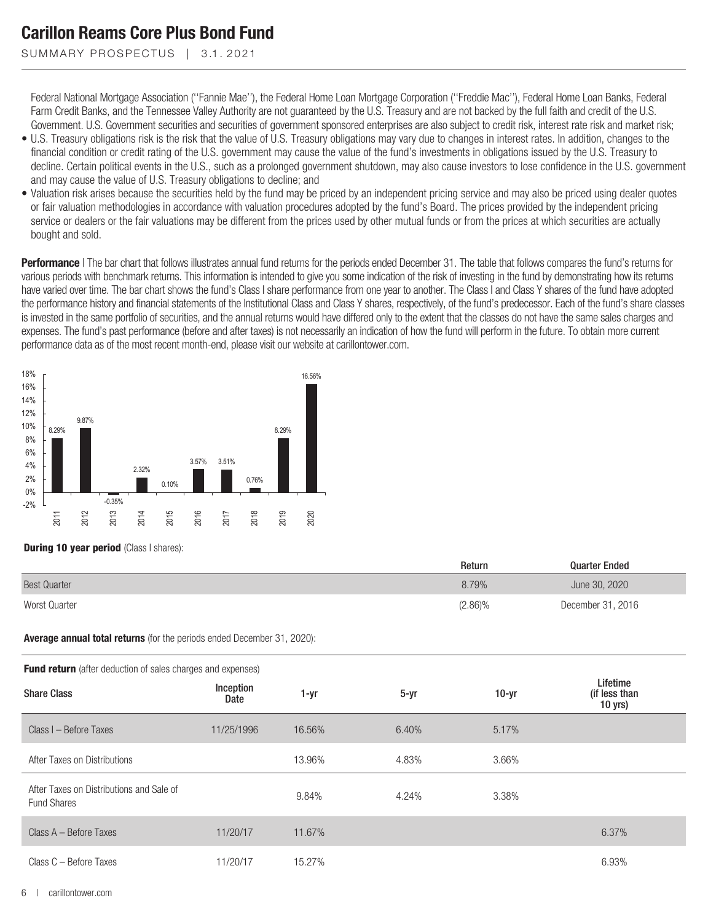Federal National Mortgage Association (''Fannie Mae''), the Federal Home Loan Mortgage Corporation (''Freddie Mac''), Federal Home Loan Banks, Federal Farm Credit Banks, and the Tennessee Valley Authority are not guaranteed by the U.S. Treasury and are not backed by the full faith and credit of the U.S. Government. U.S. Government securities and securities of government sponsored enterprises are also subject to credit risk, interest rate risk and market risk;

- U.S. Treasury obligations risk is the risk that the value of U.S. Treasury obligations may vary due to changes in interest rates. In addition, changes to the financial condition or credit rating of the U.S. government may cause the value of the fund's investments in obligations issued by the U.S. Treasury to decline. Certain political events in the U.S., such as a prolonged government shutdown, may also cause investors to lose confidence in the U.S. government and may cause the value of U.S. Treasury obligations to decline; and
- Valuation risk arises because the securities held by the fund may be priced by an independent pricing service and may also be priced using dealer quotes or fair valuation methodologies in accordance with valuation procedures adopted by the fund's Board. The prices provided by the independent pricing service or dealers or the fair valuations may be different from the prices used by other mutual funds or from the prices at which securities are actually bought and sold.

**Performance** | The bar chart that follows illustrates annual fund returns for the periods ended December 31. The table that follows compares the fund's returns for various periods with benchmark returns. This information is intended to give you some indication of the risk of investing in the fund by demonstrating how its returns have varied over time. The bar chart shows the fund's Class I share performance from one year to another. The Class I and Class Y shares of the fund have adopted the performance history and financial statements of the Institutional Class and Class Y shares, respectively, of the fund's predecessor. Each of the fund's share classes is invested in the same portfolio of securities, and the annual returns would have differed only to the extent that the classes do not have the same sales charges and expenses. The fund's past performance (before and after taxes) is not necessarily an indication of how the fund will perform in the future. To obtain more current performance data as of the most recent month-end, please visit our website at carillontower.com.

| Year | 2011 | 2012 | 2013 | 2014 | 2015 | 2016 | 2017 | 2018 | 2019 | 2020 |
|---|---|---|---|---|---|---|---|---|---|---|
| Return | 8.29% | 9.87% | -0.35% | 2.32% | 0.10% | 3.57% | 3.51% | 0.76% | 8.29% | 16.56% |

**During 10 year period** (Class I shares):

| | Return | Quarter Ended |
|---|---|---|
| Best Quarter | 8.79% | June 30, 2020 |
| Worst Quarter | (2.86)% | December 31, 2016 |

**Average annual total returns** (for the periods ended December 31, 2020):

**Fund return** (after deduction of sales charges and expenses)

| Share Class | Inception Date | 1-yr | 5-yr | 10-yr | Lifetime (if less than 10 yrs) |
|---|---|---|---|---|---|
| Class I – Before Taxes | 11/25/1996 | 16.56% | 6.40% | 5.17% | |
| After Taxes on Distributions | | 13.96% | 4.83% | 3.66% | |
| After Taxes on Distributions and Sale of Fund Shares | | 9.84% | 4.24% | 3.38% | |
| Class A – Before Taxes | 11/20/17 | 11.67% | | | 6.37% |
| Class C – Before Taxes | 11/20/17 | 15.27% | | | 6.93% |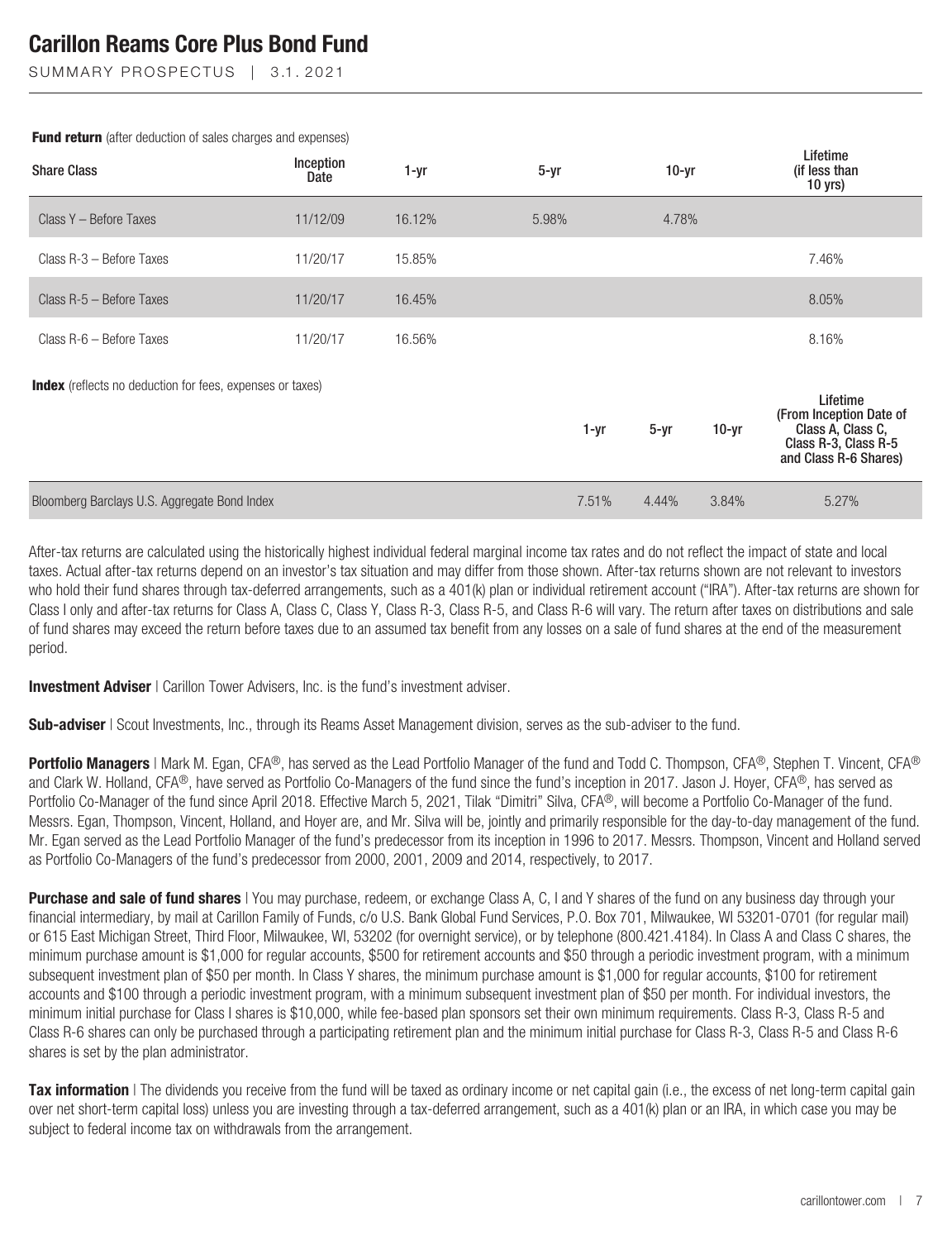**Fund return** (after deduction of sales charges and expenses)

| Share Class | Inception Date | 1-yr | 5-yr | 10-yr | Lifetime (if less than 10 yrs) |
|---|---|---|---|---|---|
| Class Y – Before Taxes | 11/12/09 | 16.12% | 5.98% | 4.78% | |
| Class R-3 – Before Taxes | 11/20/17 | 15.85% | | | 7.46% |
| Class R-5 – Before Taxes | 11/20/17 | 16.45% | | | 8.05% |
| Class R-6 – Before Taxes | 11/20/17 | 16.56% | | | 8.16% |

**Index** (reflects no deduction for fees, expenses or taxes)

| | 1-yr | 5-yr | 10-yr | Lifetime (From Inception Date of Class A, Class C, Class R-3, Class R-5 and Class R-6 Shares) |
|---|---|---|---|---|
| Bloomberg Barclays U.S. Aggregate Bond Index | 7.51% | 4.44% | 3.84% | 5.27% |

After-tax returns are calculated using the historically highest individual federal marginal income tax rates and do not reflect the impact of state and local taxes. Actual after-tax returns depend on an investor's tax situation and may differ from those shown. After-tax returns shown are not relevant to investors who hold their fund shares through tax-deferred arrangements, such as a 401(k) plan or individual retirement account ("IRA"). After-tax returns are shown for Class I only and after-tax returns for Class A, Class C, Class Y, Class R-3, Class R-5, and Class R-6 will vary. The return after taxes on distributions and sale of fund shares may exceed the return before taxes due to an assumed tax benefit from any losses on a sale of fund shares at the end of the measurement period.

**Investment Adviser** | Carillon Tower Advisers, Inc. is the fund's investment adviser.

**Sub-adviser** | Scout Investments, Inc., through its Reams Asset Management division, serves as the sub-adviser to the fund.

**Portfolio Managers** | Mark M. Egan, CFA®, has served as the Lead Portfolio Manager of the fund and Todd C. Thompson, CFA®, Stephen T. Vincent, CFA® and Clark W. Holland, CFA®, have served as Portfolio Co-Managers of the fund since the fund's inception in 2017. Jason J. Hoyer, CFA®, has served as Portfolio Co-Manager of the fund since April 2018. Effective March 5, 2021, Tilak "Dimitri" Silva, CFA®, will become a Portfolio Co-Manager of the fund. Messrs. Egan, Thompson, Vincent, Holland, and Hoyer are, and Mr. Silva will be, jointly and primarily responsible for the day-to-day management of the fund. Mr. Egan served as the Lead Portfolio Manager of the fund's predecessor from its inception in 1996 to 2017. Messrs. Thompson, Vincent and Holland served as Portfolio Co-Managers of the fund's predecessor from 2000, 2001, 2009 and 2014, respectively, to 2017.

**Purchase and sale of fund shares** | You may purchase, redeem, or exchange Class A, C, I and Y shares of the fund on any business day through your financial intermediary, by mail at Carillon Family of Funds, c/o U.S. Bank Global Fund Services, P.O. Box 701, Milwaukee, WI 53201-0701 (for regular mail) or 615 East Michigan Street, Third Floor, Milwaukee, WI, 53202 (for overnight service), or by telephone (800.421.4184). In Class A and Class C shares, the minimum purchase amount is $1,000 for regular accounts, $500 for retirement accounts and $50 through a periodic investment program, with a minimum subsequent investment plan of $50 per month. In Class Y shares, the minimum purchase amount is $1,000 for regular accounts, $100 for retirement accounts and $100 through a periodic investment program, with a minimum subsequent investment plan of $50 per month. For individual investors, the minimum initial purchase for Class I shares is $10,000, while fee-based plan sponsors set their own minimum requirements. Class R-3, Class R-5 and Class R-6 shares can only be purchased through a participating retirement plan and the minimum initial purchase for Class R-3, Class R-5 and Class R-6 shares is set by the plan administrator.

**Tax information** | The dividends you receive from the fund will be taxed as ordinary income or net capital gain (i.e., the excess of net long-term capital gain over net short-term capital loss) unless you are investing through a tax-deferred arrangement, such as a 401(k) plan or an IRA, in which case you may be subject to federal income tax on withdrawals from the arrangement.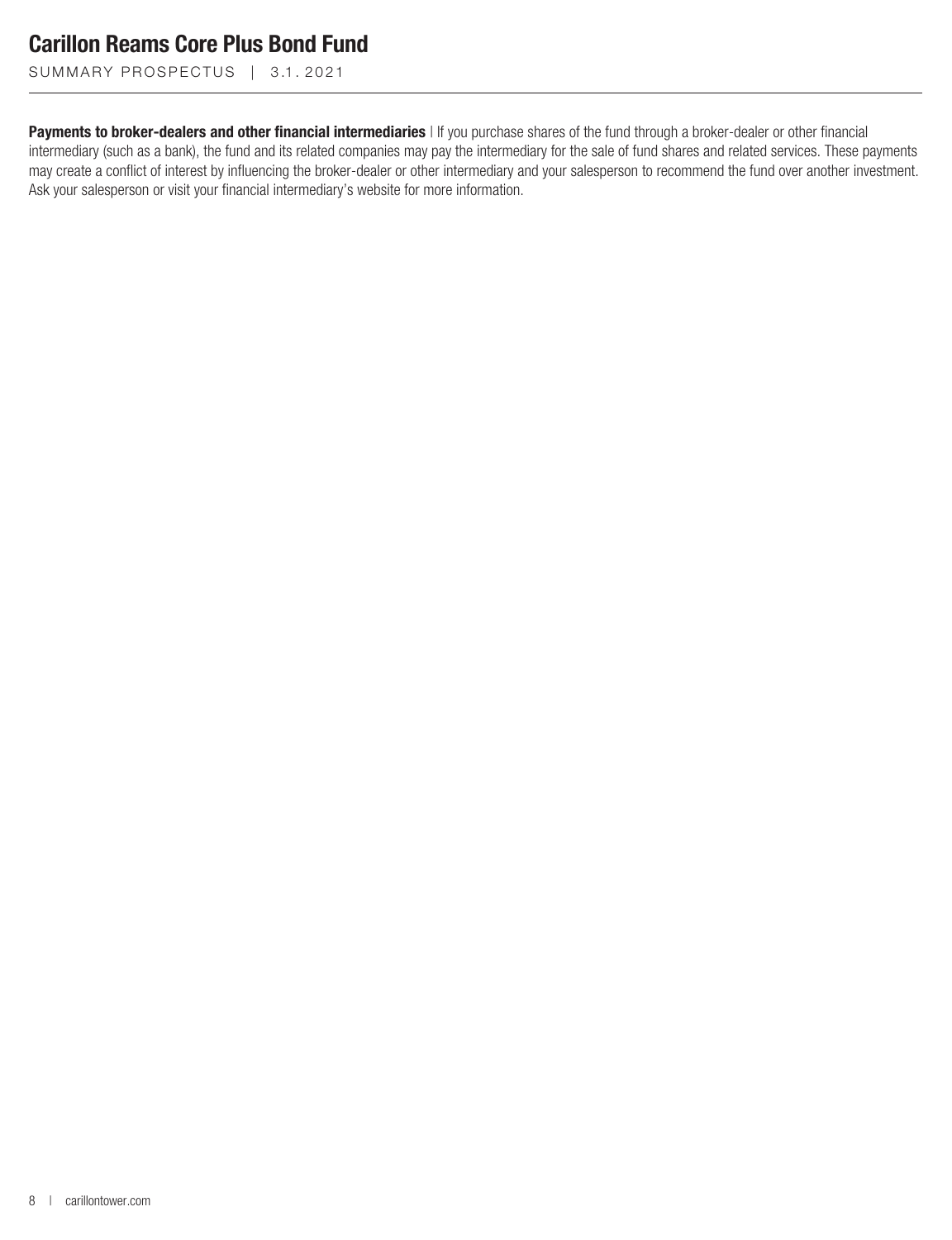**Payments to broker-dealers and other financial intermediaries** | If you purchase shares of the fund through a broker-dealer or other financial intermediary (such as a bank), the fund and its related companies may pay the intermediary for the sale of fund shares and related services. These payments may create a conflict of interest by influencing the broker-dealer or other intermediary and your salesperson to recommend the fund over another investment. Ask your salesperson or visit your financial intermediary's website for more information.